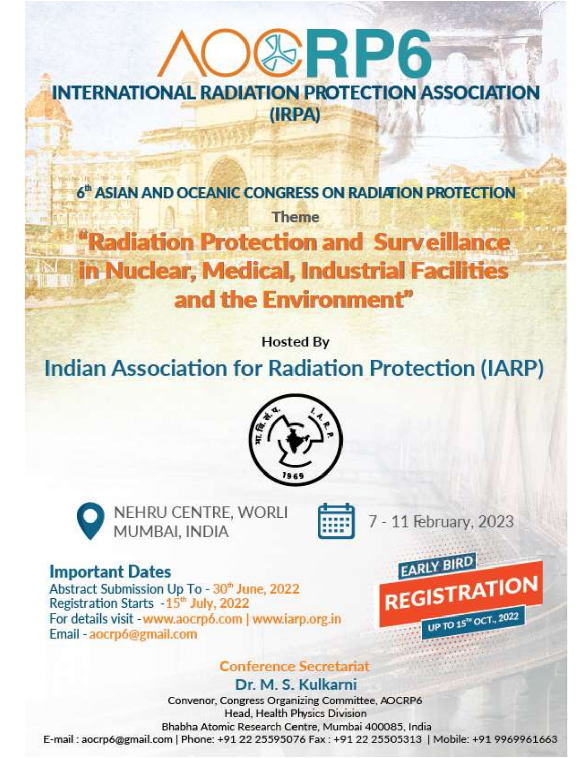# AOCRP6

## INTERNATIONAL RADIATION PROTECTION ASSOCIATION (IRPA)

### 6th ASIAN AND OCEANIC CONGRESS ON RADIATION PROTECTION

Theme

## "Radiation Protection and Surveillance in Nuclear, Medical, Industrial Facilities and the Environment"

Hosted By

## Indian Association for Radiation Protection (IARP)

NEHRU CENTRE, WORLI
MUMBAI, INDIA

7 - 11 February, 2023

### Important Dates

Abstract Submission Up To - 30th June, 2022
Registration Starts - 15th July, 2022
For details visit - www.aocrp6.com | www.iarp.org.in
Email - aocrp6@gmail.com

**EARLY BIRD REGISTRATION**
UP TO 15TH OCT., 2022

### Conference Secretariat

**Dr. M. S. Kulkarni**

Convenor, Congress Organizing Committee, AOCRP6
Head, Health Physics Division
Bhabha Atomic Research Centre, Mumbai 400085, India
E-mail : aocrp6@gmail.com | Phone: +91 22 25595076 Fax : +91 22 25505313 | Mobile: +91 9969961663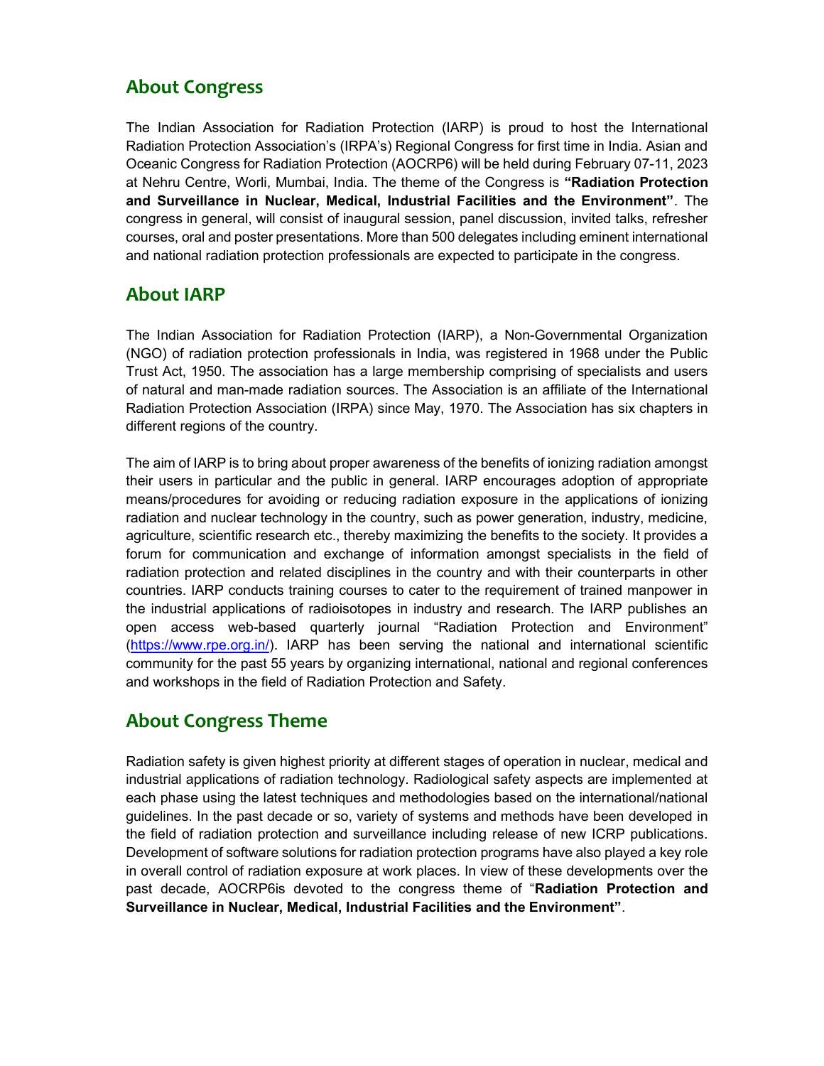## About Congress

The Indian Association for Radiation Protection (IARP) is proud to host the International Radiation Protection Association's (IRPA's) Regional Congress for first time in India. Asian and Oceanic Congress for Radiation Protection (AOCRP6) will be held during February 07-11, 2023 at Nehru Centre, Worli, Mumbai, India. The theme of the Congress is **"Radiation Protection and Surveillance in Nuclear, Medical, Industrial Facilities and the Environment"**. The congress in general, will consist of inaugural session, panel discussion, invited talks, refresher courses, oral and poster presentations. More than 500 delegates including eminent international and national radiation protection professionals are expected to participate in the congress.

## About IARP

The Indian Association for Radiation Protection (IARP), a Non-Governmental Organization (NGO) of radiation protection professionals in India, was registered in 1968 under the Public Trust Act, 1950. The association has a large membership comprising of specialists and users of natural and man-made radiation sources. The Association is an affiliate of the International Radiation Protection Association (IRPA) since May, 1970. The Association has six chapters in different regions of the country.

The aim of IARP is to bring about proper awareness of the benefits of ionizing radiation amongst their users in particular and the public in general. IARP encourages adoption of appropriate means/procedures for avoiding or reducing radiation exposure in the applications of ionizing radiation and nuclear technology in the country, such as power generation, industry, medicine, agriculture, scientific research etc., thereby maximizing the benefits to the society. It provides a forum for communication and exchange of information amongst specialists in the field of radiation protection and related disciplines in the country and with their counterparts in other countries. IARP conducts training courses to cater to the requirement of trained manpower in the industrial applications of radioisotopes in industry and research. The IARP publishes an open access web-based quarterly journal "Radiation Protection and Environment" (https://www.rpe.org.in/). IARP has been serving the national and international scientific community for the past 55 years by organizing international, national and regional conferences and workshops in the field of Radiation Protection and Safety.

## About Congress Theme

Radiation safety is given highest priority at different stages of operation in nuclear, medical and industrial applications of radiation technology. Radiological safety aspects are implemented at each phase using the latest techniques and methodologies based on the international/national guidelines. In the past decade or so, variety of systems and methods have been developed in the field of radiation protection and surveillance including release of new ICRP publications. Development of software solutions for radiation protection programs have also played a key role in overall control of radiation exposure at work places. In view of these developments over the past decade, AOCRP6is devoted to the congress theme of "**Radiation Protection and Surveillance in Nuclear, Medical, Industrial Facilities and the Environment"**.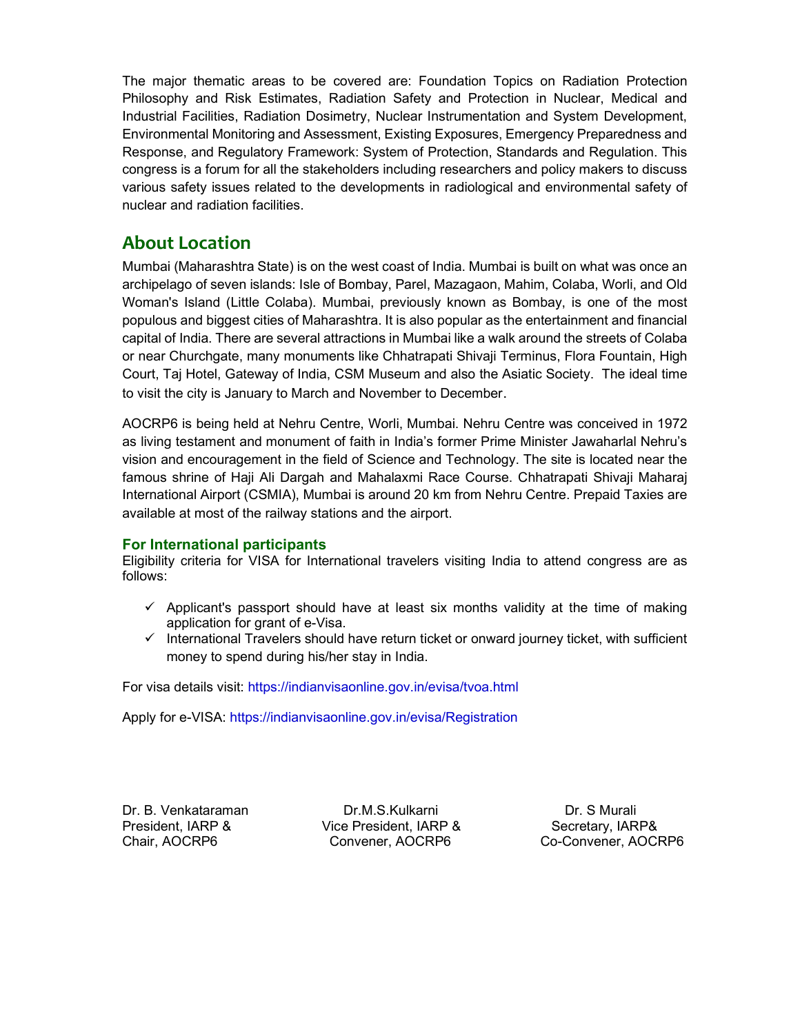The major thematic areas to be covered are: Foundation Topics on Radiation Protection Philosophy and Risk Estimates, Radiation Safety and Protection in Nuclear, Medical and Industrial Facilities, Radiation Dosimetry, Nuclear Instrumentation and System Development, Environmental Monitoring and Assessment, Existing Exposures, Emergency Preparedness and Response, and Regulatory Framework: System of Protection, Standards and Regulation. This congress is a forum for all the stakeholders including researchers and policy makers to discuss various safety issues related to the developments in radiological and environmental safety of nuclear and radiation facilities.

## About Location

Mumbai (Maharashtra State) is on the west coast of India. Mumbai is built on what was once an archipelago of seven islands: Isle of Bombay, Parel, Mazagaon, Mahim, Colaba, Worli, and Old Woman's Island (Little Colaba). Mumbai, previously known as Bombay, is one of the most populous and biggest cities of Maharashtra. It is also popular as the entertainment and financial capital of India. There are several attractions in Mumbai like a walk around the streets of Colaba or near Churchgate, many monuments like Chhatrapati Shivaji Terminus, Flora Fountain, High Court, Taj Hotel, Gateway of India, CSM Museum and also the Asiatic Society. The ideal time to visit the city is January to March and November to December.

AOCRP6 is being held at Nehru Centre, Worli, Mumbai. Nehru Centre was conceived in 1972 as living testament and monument of faith in India's former Prime Minister Jawaharlal Nehru's vision and encouragement in the field of Science and Technology. The site is located near the famous shrine of Haji Ali Dargah and Mahalaxmi Race Course. Chhatrapati Shivaji Maharaj International Airport (CSMIA), Mumbai is around 20 km from Nehru Centre. Prepaid Taxies are available at most of the railway stations and the airport.

### For International participants

Eligibility criteria for VISA for International travelers visiting India to attend congress are as follows:

- ✓ Applicant's passport should have at least six months validity at the time of making application for grant of e-Visa.
- ✓ International Travelers should have return ticket or onward journey ticket, with sufficient money to spend during his/her stay in India.

For visa details visit: https://indianvisaonline.gov.in/evisa/tvoa.html

Apply for e-VISA: https://indianvisaonline.gov.in/evisa/Registration

Dr. B. Venkataraman
President, IARP &
Chair, AOCRP6

Dr.M.S.Kulkarni
Vice President, IARP &
Convener, AOCRP6

Dr. S Murali
Secretary, IARP&
Co-Convener, AOCRP6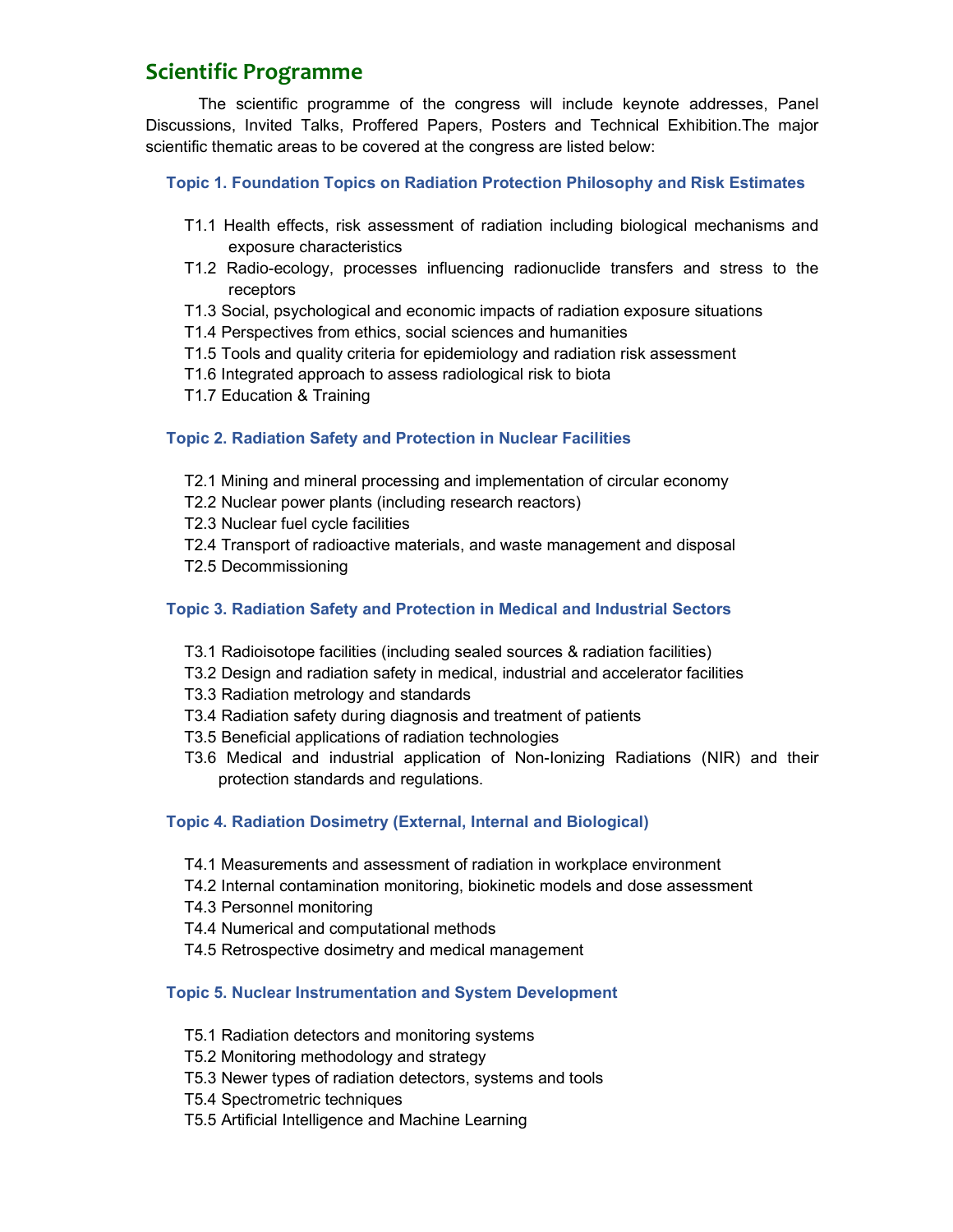## Scientific Programme

The scientific programme of the congress will include keynote addresses, Panel Discussions, Invited Talks, Proffered Papers, Posters and Technical Exhibition.The major scientific thematic areas to be covered at the congress are listed below:

### Topic 1. Foundation Topics on Radiation Protection Philosophy and Risk Estimates

- T1.1 Health effects, risk assessment of radiation including biological mechanisms and exposure characteristics
- T1.2 Radio-ecology, processes influencing radionuclide transfers and stress to the receptors
- T1.3 Social, psychological and economic impacts of radiation exposure situations
- T1.4 Perspectives from ethics, social sciences and humanities
- T1.5 Tools and quality criteria for epidemiology and radiation risk assessment
- T1.6 Integrated approach to assess radiological risk to biota
- T1.7 Education & Training

### Topic 2. Radiation Safety and Protection in Nuclear Facilities

- T2.1 Mining and mineral processing and implementation of circular economy
- T2.2 Nuclear power plants (including research reactors)
- T2.3 Nuclear fuel cycle facilities
- T2.4 Transport of radioactive materials, and waste management and disposal
- T2.5 Decommissioning

### Topic 3. Radiation Safety and Protection in Medical and Industrial Sectors

- T3.1 Radioisotope facilities (including sealed sources & radiation facilities)
- T3.2 Design and radiation safety in medical, industrial and accelerator facilities
- T3.3 Radiation metrology and standards
- T3.4 Radiation safety during diagnosis and treatment of patients
- T3.5 Beneficial applications of radiation technologies
- T3.6 Medical and industrial application of Non-Ionizing Radiations (NIR) and their protection standards and regulations.

### Topic 4. Radiation Dosimetry (External, Internal and Biological)

- T4.1 Measurements and assessment of radiation in workplace environment
- T4.2 Internal contamination monitoring, biokinetic models and dose assessment
- T4.3 Personnel monitoring
- T4.4 Numerical and computational methods
- T4.5 Retrospective dosimetry and medical management

### Topic 5. Nuclear Instrumentation and System Development

- T5.1 Radiation detectors and monitoring systems
- T5.2 Monitoring methodology and strategy
- T5.3 Newer types of radiation detectors, systems and tools
- T5.4 Spectrometric techniques
- T5.5 Artificial Intelligence and Machine Learning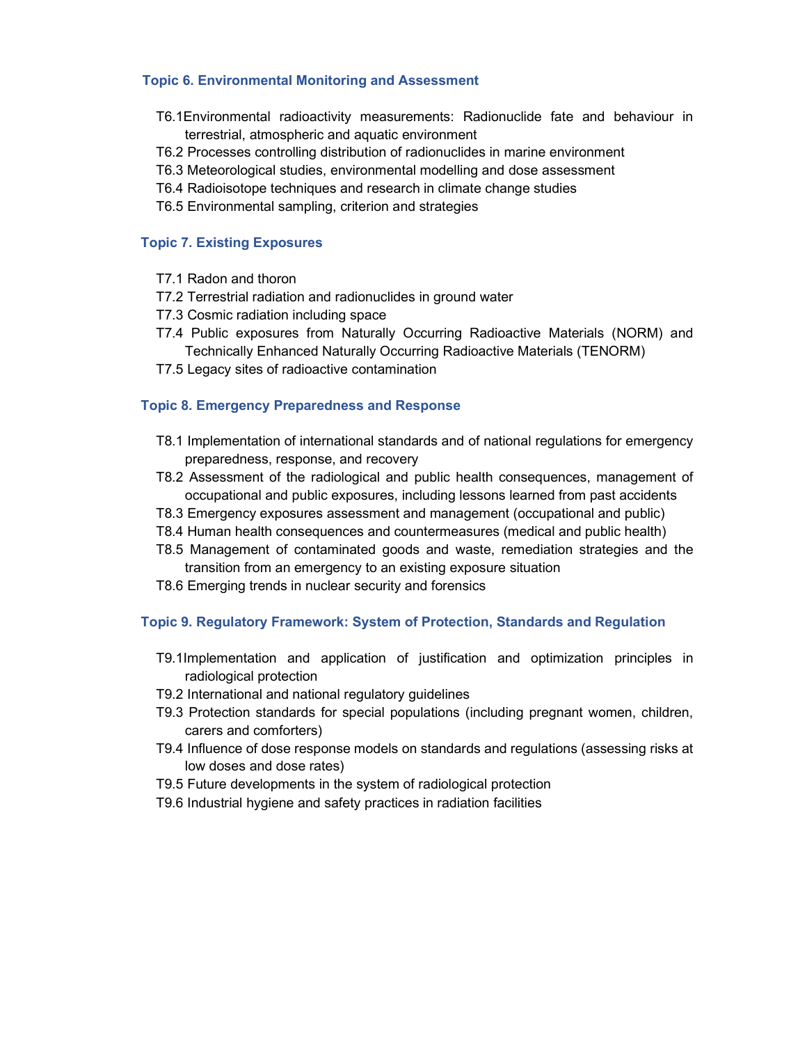### Topic 6. Environmental Monitoring and Assessment

- T6.1 Environmental radioactivity measurements: Radionuclide fate and behaviour in terrestrial, atmospheric and aquatic environment
- T6.2 Processes controlling distribution of radionuclides in marine environment
- T6.3 Meteorological studies, environmental modelling and dose assessment
- T6.4 Radioisotope techniques and research in climate change studies
- T6.5 Environmental sampling, criterion and strategies

### Topic 7. Existing Exposures

- T7.1 Radon and thoron
- T7.2 Terrestrial radiation and radionuclides in ground water
- T7.3 Cosmic radiation including space
- T7.4 Public exposures from Naturally Occurring Radioactive Materials (NORM) and Technically Enhanced Naturally Occurring Radioactive Materials (TENORM)
- T7.5 Legacy sites of radioactive contamination

### Topic 8. Emergency Preparedness and Response

- T8.1 Implementation of international standards and of national regulations for emergency preparedness, response, and recovery
- T8.2 Assessment of the radiological and public health consequences, management of occupational and public exposures, including lessons learned from past accidents
- T8.3 Emergency exposures assessment and management (occupational and public)
- T8.4 Human health consequences and countermeasures (medical and public health)
- T8.5 Management of contaminated goods and waste, remediation strategies and the transition from an emergency to an existing exposure situation
- T8.6 Emerging trends in nuclear security and forensics

### Topic 9. Regulatory Framework: System of Protection, Standards and Regulation

- T9.1 Implementation and application of justification and optimization principles in radiological protection
- T9.2 International and national regulatory guidelines
- T9.3 Protection standards for special populations (including pregnant women, children, carers and comforters)
- T9.4 Influence of dose response models on standards and regulations (assessing risks at low doses and dose rates)
- T9.5 Future developments in the system of radiological protection
- T9.6 Industrial hygiene and safety practices in radiation facilities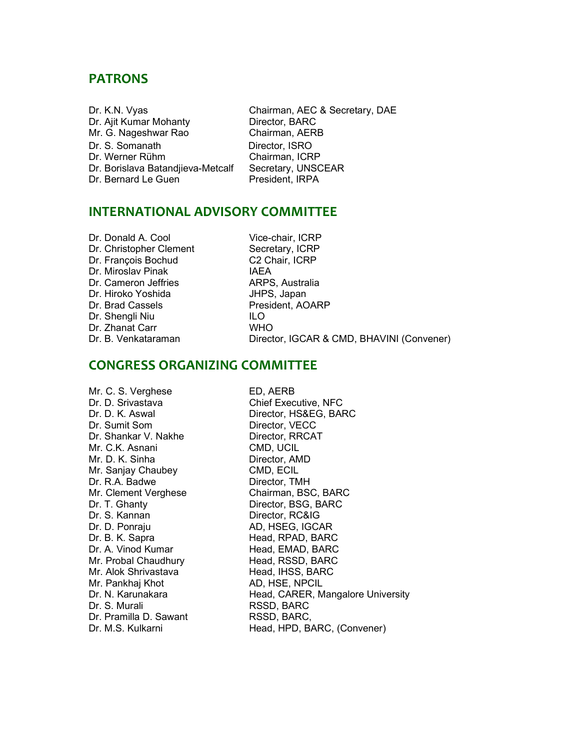## PATRONS

| | |
|---|---|
| Dr. K.N. Vyas | Chairman, AEC & Secretary, DAE |
| Dr. Ajit Kumar Mohanty | Director, BARC |
| Mr. G. Nageshwar Rao | Chairman, AERB |
| Dr. S. Somanath | Director, ISRO |
| Dr. Werner Rühm | Chairman, ICRP |
| Dr. Borislava Batandjieva-Metcalf | Secretary, UNSCEAR |
| Dr. Bernard Le Guen | President, IRPA |

## INTERNATIONAL ADVISORY COMMITTEE

| | |
|---|---|
| Dr. Donald A. Cool | Vice-chair, ICRP |
| Dr. Christopher Clement | Secretary, ICRP |
| Dr. François Bochud | C2 Chair, ICRP |
| Dr. Miroslav Pinak | IAEA |
| Dr. Cameron Jeffries | ARPS, Australia |
| Dr. Hiroko Yoshida | JHPS, Japan |
| Dr. Brad Cassels | President, AOARP |
| Dr. Shengli Niu | ILO |
| Dr. Zhanat Carr | WHO |
| Dr. B. Venkataraman | Director, IGCAR & CMD, BHAVINI (Convener) |

## CONGRESS ORGANIZING COMMITTEE

| | |
|---|---|
| Mr. C. S. Verghese | ED, AERB |
| Dr. D. Srivastava | Chief Executive, NFC |
| Dr. D. K. Aswal | Director, HS&EG, BARC |
| Dr. Sumit Som | Director, VECC |
| Dr. Shankar V. Nakhe | Director, RRCAT |
| Mr. C.K. Asnani | CMD, UCIL |
| Mr. D. K. Sinha | Director, AMD |
| Mr. Sanjay Chaubey | CMD, ECIL |
| Dr. R.A. Badwe | Director, TMH |
| Mr. Clement Verghese | Chairman, BSC, BARC |
| Dr. T. Ghanty | Director, BSG, BARC |
| Dr. S. Kannan | Director, RC&IG |
| Dr. D. Ponraju | AD, HSEG, IGCAR |
| Dr. B. K. Sapra | Head, RPAD, BARC |
| Dr. A. Vinod Kumar | Head, EMAD, BARC |
| Mr. Probal Chaudhury | Head, RSSD, BARC |
| Mr. Alok Shrivastava | Head, IHSS, BARC |
| Mr. Pankhaj Khot | AD, HSE, NPCIL |
| Dr. N. Karunakara | Head, CARER, Mangalore University |
| Dr. S. Murali | RSSD, BARC |
| Dr. Pramilla D. Sawant | RSSD, BARC, |
| Dr. M.S. Kulkarni | Head, HPD, BARC, (Convener) |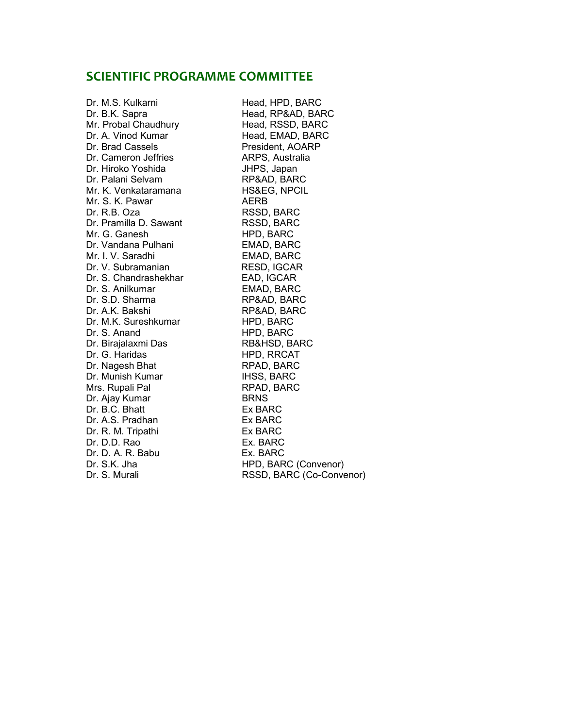## SCIENTIFIC PROGRAMME COMMITTEE

| | |
|---|---|
| Dr. M.S. Kulkarni | Head, HPD, BARC |
| Dr. B.K. Sapra | Head, RP&AD, BARC |
| Mr. Probal Chaudhury | Head, RSSD, BARC |
| Dr. A. Vinod Kumar | Head, EMAD, BARC |
| Dr. Brad Cassels | President, AOARP |
| Dr. Cameron Jeffries | ARPS, Australia |
| Dr. Hiroko Yoshida | JHPS, Japan |
| Dr. Palani Selvam | RP&AD, BARC |
| Mr. K. Venkataramana | HS&EG, NPCIL |
| Mr. S. K. Pawar | AERB |
| Dr. R.B. Oza | RSSD, BARC |
| Dr. Pramilla D. Sawant | RSSD, BARC |
| Mr. G. Ganesh | HPD, BARC |
| Dr. Vandana Pulhani | EMAD, BARC |
| Mr. I. V. Saradhi | EMAD, BARC |
| Dr. V. Subramanian | RESD, IGCAR |
| Dr. S. Chandrashekhar | EAD, IGCAR |
| Dr. S. Anilkumar | EMAD, BARC |
| Dr. S.D. Sharma | RP&AD, BARC |
| Dr. A.K. Bakshi | RP&AD, BARC |
| Dr. M.K. Sureshkumar | HPD, BARC |
| Dr. S. Anand | HPD, BARC |
| Dr. Birajalaxmi Das | RB&HSD, BARC |
| Dr. G. Haridas | HPD, RRCAT |
| Dr. Nagesh Bhat | RPAD, BARC |
| Dr. Munish Kumar | IHSS, BARC |
| Mrs. Rupali Pal | RPAD, BARC |
| Dr. Ajay Kumar | BRNS |
| Dr. B.C. Bhatt | Ex BARC |
| Dr. A.S. Pradhan | Ex BARC |
| Dr. R. M. Tripathi | Ex BARC |
| Dr. D.D. Rao | Ex. BARC |
| Dr. D. A. R. Babu | Ex. BARC |
| Dr. S.K. Jha | HPD, BARC (Convenor) |
| Dr. S. Murali | RSSD, BARC (Co-Convenor) |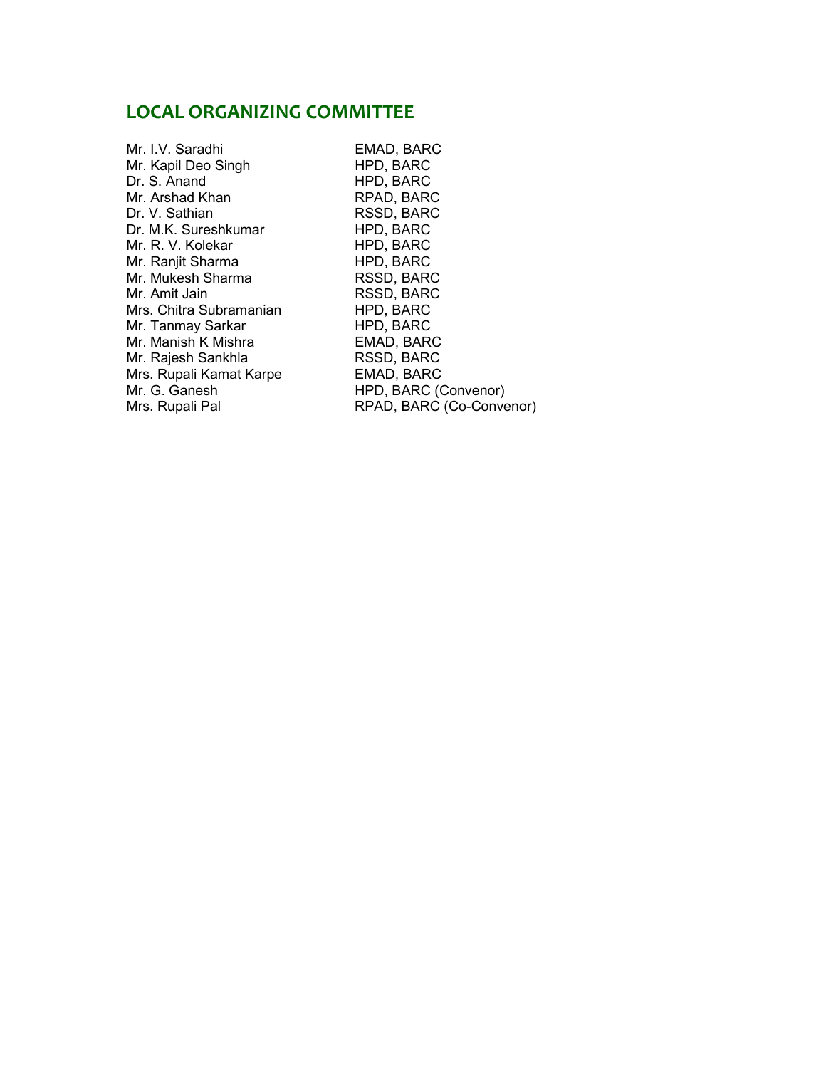## LOCAL ORGANIZING COMMITTEE

| | |
|---|---|
| Mr. I.V. Saradhi | EMAD, BARC |
| Mr. Kapil Deo Singh | HPD, BARC |
| Dr. S. Anand | HPD, BARC |
| Mr. Arshad Khan | RPAD, BARC |
| Dr. V. Sathian | RSSD, BARC |
| Dr. M.K. Sureshkumar | HPD, BARC |
| Mr. R. V. Kolekar | HPD, BARC |
| Mr. Ranjit Sharma | HPD, BARC |
| Mr. Mukesh Sharma | RSSD, BARC |
| Mr. Amit Jain | RSSD, BARC |
| Mrs. Chitra Subramanian | HPD, BARC |
| Mr. Tanmay Sarkar | HPD, BARC |
| Mr. Manish K Mishra | EMAD, BARC |
| Mr. Rajesh Sankhla | RSSD, BARC |
| Mrs. Rupali Kamat Karpe | EMAD, BARC |
| Mr. G. Ganesh | HPD, BARC (Convenor) |
| Mrs. Rupali Pal | RPAD, BARC (Co-Convenor) |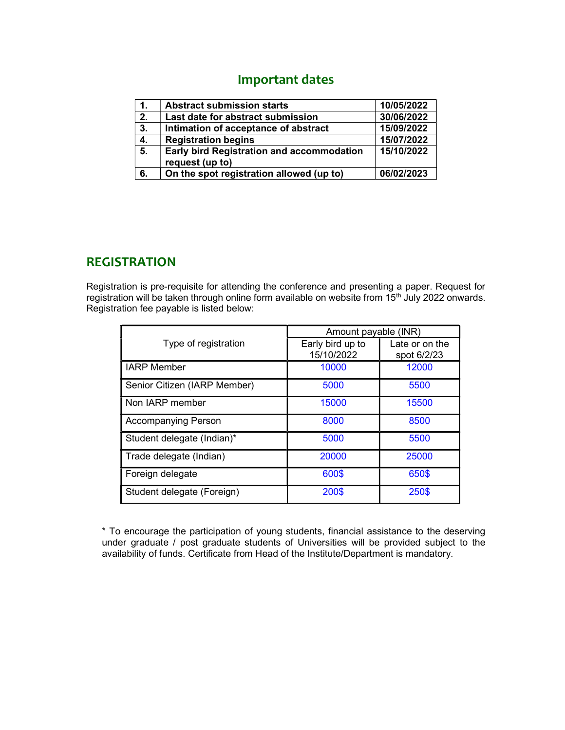## Important dates

| | | |
|---|---|---|
| **1.** | **Abstract submission starts** | **10/05/2022** |
| **2.** | **Last date for abstract submission** | **30/06/2022** |
| **3.** | **Intimation of acceptance of abstract** | **15/09/2022** |
| **4.** | **Registration begins** | **15/07/2022** |
| **5.** | **Early bird Registration and accommodation request (up to)** | **15/10/2022** |
| **6.** | **On the spot registration allowed (up to)** | **06/02/2023** |

## REGISTRATION

Registration is pre-requisite for attending the conference and presenting a paper. Request for registration will be taken through online form available on website from 15th July 2022 onwards. Registration fee payable is listed below:

| Type of registration | Amount payable (INR) | |
|---|---|---|
| | Early bird up to 15/10/2022 | Late or on the spot 6/2/23 |
| IARP Member | 10000 | 12000 |
| Senior Citizen (IARP Member) | 5000 | 5500 |
| Non IARP member | 15000 | 15500 |
| Accompanying Person | 8000 | 8500 |
| Student delegate (Indian)* | 5000 | 5500 |
| Trade delegate (Indian) | 20000 | 25000 |
| Foreign delegate | 600$ | 650$ |
| Student delegate (Foreign) | 200$ | 250$ |

* To encourage the participation of young students, financial assistance to the deserving under graduate / post graduate students of Universities will be provided subject to the availability of funds. Certificate from Head of the Institute/Department is mandatory.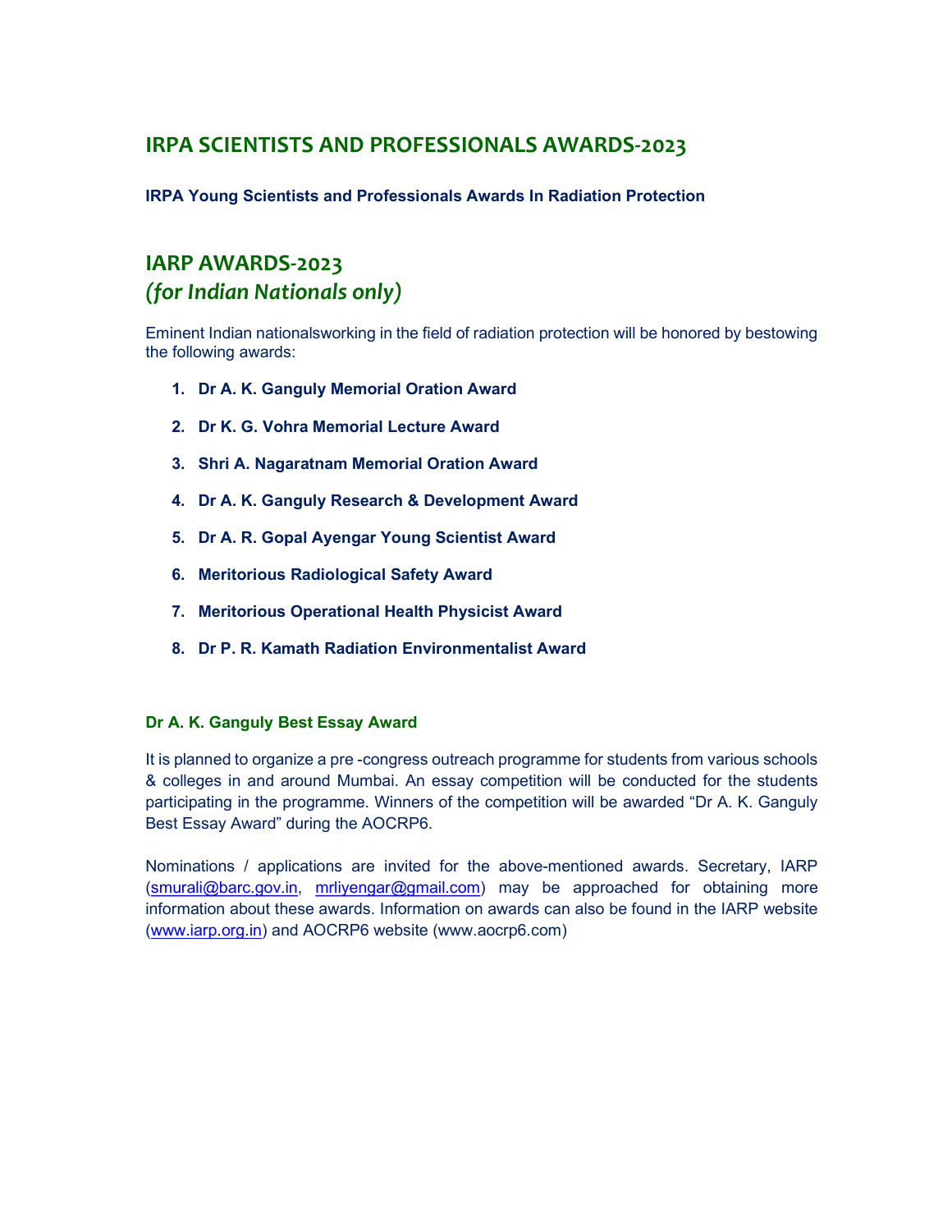## IRPA SCIENTISTS AND PROFESSIONALS AWARDS-2023

**IRPA Young Scientists and Professionals Awards In Radiation Protection**

## IARP AWARDS-2023
## *(for Indian Nationals only)*

Eminent Indian nationalsworking in the field of radiation protection will be honored by bestowing the following awards:

1. **Dr A. K. Ganguly Memorial Oration Award**
2. **Dr K. G. Vohra Memorial Lecture Award**
3. **Shri A. Nagaratnam Memorial Oration Award**
4. **Dr A. K. Ganguly Research & Development Award**
5. **Dr A. R. Gopal Ayengar Young Scientist Award**
6. **Meritorious Radiological Safety Award**
7. **Meritorious Operational Health Physicist Award**
8. **Dr P. R. Kamath Radiation Environmentalist Award**

### Dr A. K. Ganguly Best Essay Award

It is planned to organize a pre -congress outreach programme for students from various schools & colleges in and around Mumbai. An essay competition will be conducted for the students participating in the programme. Winners of the competition will be awarded "Dr A. K. Ganguly Best Essay Award" during the AOCRP6.

Nominations / applications are invited for the above-mentioned awards. Secretary, IARP (smurali@barc.gov.in, mrliyengar@gmail.com) may be approached for obtaining more information about these awards. Information on awards can also be found in the IARP website (www.iarp.org.in) and AOCRP6 website (www.aocrp6.com)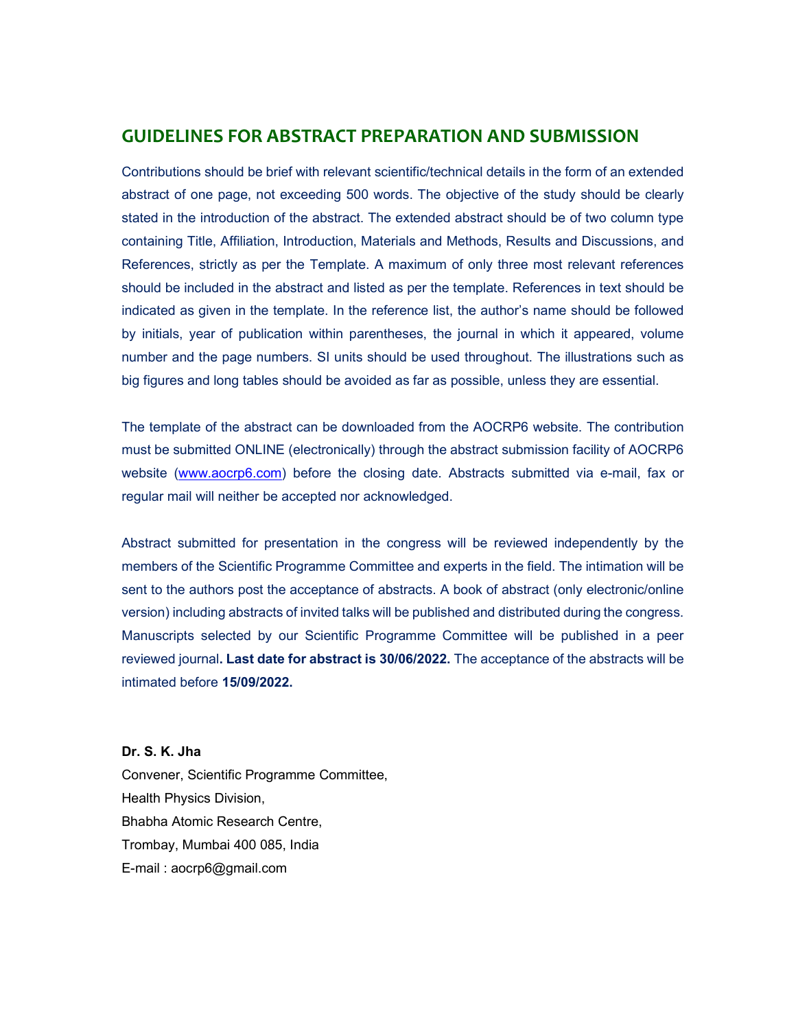## GUIDELINES FOR ABSTRACT PREPARATION AND SUBMISSION

Contributions should be brief with relevant scientific/technical details in the form of an extended abstract of one page, not exceeding 500 words. The objective of the study should be clearly stated in the introduction of the abstract. The extended abstract should be of two column type containing Title, Affiliation, Introduction, Materials and Methods, Results and Discussions, and References, strictly as per the Template. A maximum of only three most relevant references should be included in the abstract and listed as per the template. References in text should be indicated as given in the template. In the reference list, the author's name should be followed by initials, year of publication within parentheses, the journal in which it appeared, volume number and the page numbers. SI units should be used throughout. The illustrations such as big figures and long tables should be avoided as far as possible, unless they are essential.

The template of the abstract can be downloaded from the AOCRP6 website. The contribution must be submitted ONLINE (electronically) through the abstract submission facility of AOCRP6 website (www.aocrp6.com) before the closing date. Abstracts submitted via e-mail, fax or regular mail will neither be accepted nor acknowledged.

Abstract submitted for presentation in the congress will be reviewed independently by the members of the Scientific Programme Committee and experts in the field. The intimation will be sent to the authors post the acceptance of abstracts. A book of abstract (only electronic/online version) including abstracts of invited talks will be published and distributed during the congress. Manuscripts selected by our Scientific Programme Committee will be published in a peer reviewed journal**. Last date for abstract is 30/06/2022.** The acceptance of the abstracts will be intimated before **15/09/2022.**

**Dr. S. K. Jha**
Convener, Scientific Programme Committee,
Health Physics Division,
Bhabha Atomic Research Centre,
Trombay, Mumbai 400 085, India
E-mail : aocrp6@gmail.com